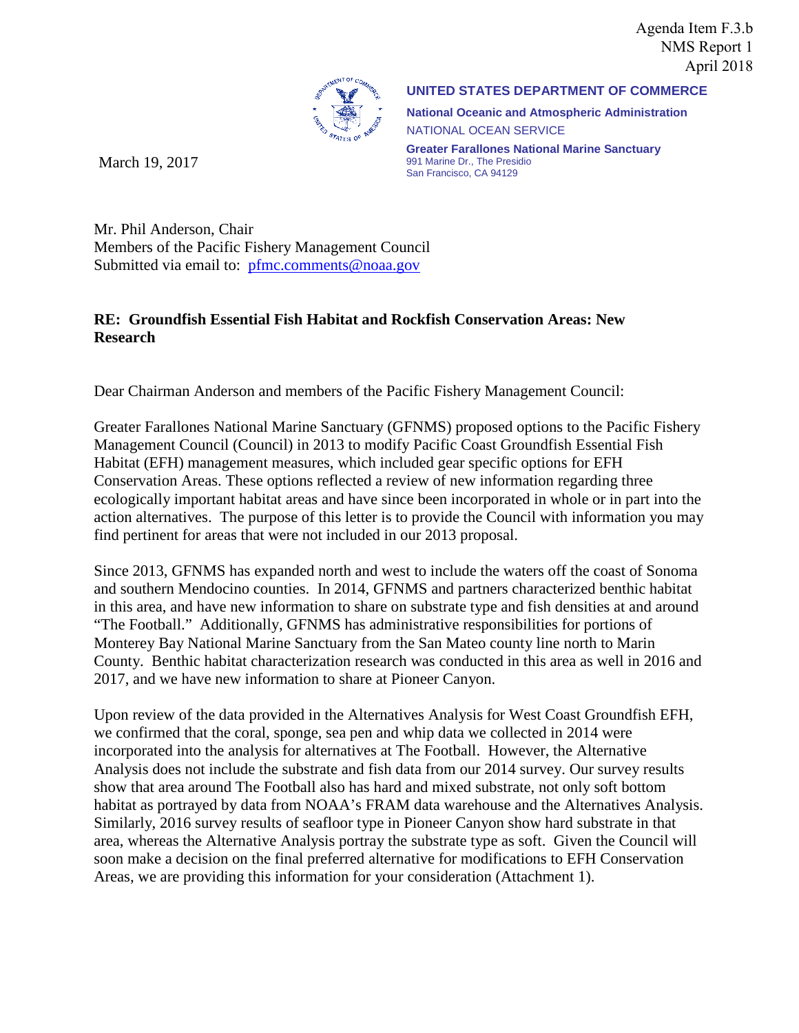Agenda Item F.3.b
NMS Report 1
April 2018

**UNITED STATES DEPARTMENT OF COMMERCE**
**National Oceanic and Atmospheric Administration**
NATIONAL OCEAN SERVICE
**Greater Farallones National Marine Sanctuary**
991 Marine Dr., The Presidio
San Francisco, CA 94129

March 19, 2017

Mr. Phil Anderson, Chair
Members of the Pacific Fishery Management Council
Submitted via email to: pfmc.comments@noaa.gov

**RE: Groundfish Essential Fish Habitat and Rockfish Conservation Areas: New Research**

Dear Chairman Anderson and members of the Pacific Fishery Management Council:

Greater Farallones National Marine Sanctuary (GFNMS) proposed options to the Pacific Fishery Management Council (Council) in 2013 to modify Pacific Coast Groundfish Essential Fish Habitat (EFH) management measures, which included gear specific options for EFH Conservation Areas. These options reflected a review of new information regarding three ecologically important habitat areas and have since been incorporated in whole or in part into the action alternatives. The purpose of this letter is to provide the Council with information you may find pertinent for areas that were not included in our 2013 proposal.

Since 2013, GFNMS has expanded north and west to include the waters off the coast of Sonoma and southern Mendocino counties. In 2014, GFNMS and partners characterized benthic habitat in this area, and have new information to share on substrate type and fish densities at and around "The Football." Additionally, GFNMS has administrative responsibilities for portions of Monterey Bay National Marine Sanctuary from the San Mateo county line north to Marin County. Benthic habitat characterization research was conducted in this area as well in 2016 and 2017, and we have new information to share at Pioneer Canyon.

Upon review of the data provided in the Alternatives Analysis for West Coast Groundfish EFH, we confirmed that the coral, sponge, sea pen and whip data we collected in 2014 were incorporated into the analysis for alternatives at The Football. However, the Alternative Analysis does not include the substrate and fish data from our 2014 survey. Our survey results show that area around The Football also has hard and mixed substrate, not only soft bottom habitat as portrayed by data from NOAA's FRAM data warehouse and the Alternatives Analysis. Similarly, 2016 survey results of seafloor type in Pioneer Canyon show hard substrate in that area, whereas the Alternative Analysis portray the substrate type as soft. Given the Council will soon make a decision on the final preferred alternative for modifications to EFH Conservation Areas, we are providing this information for your consideration (Attachment 1).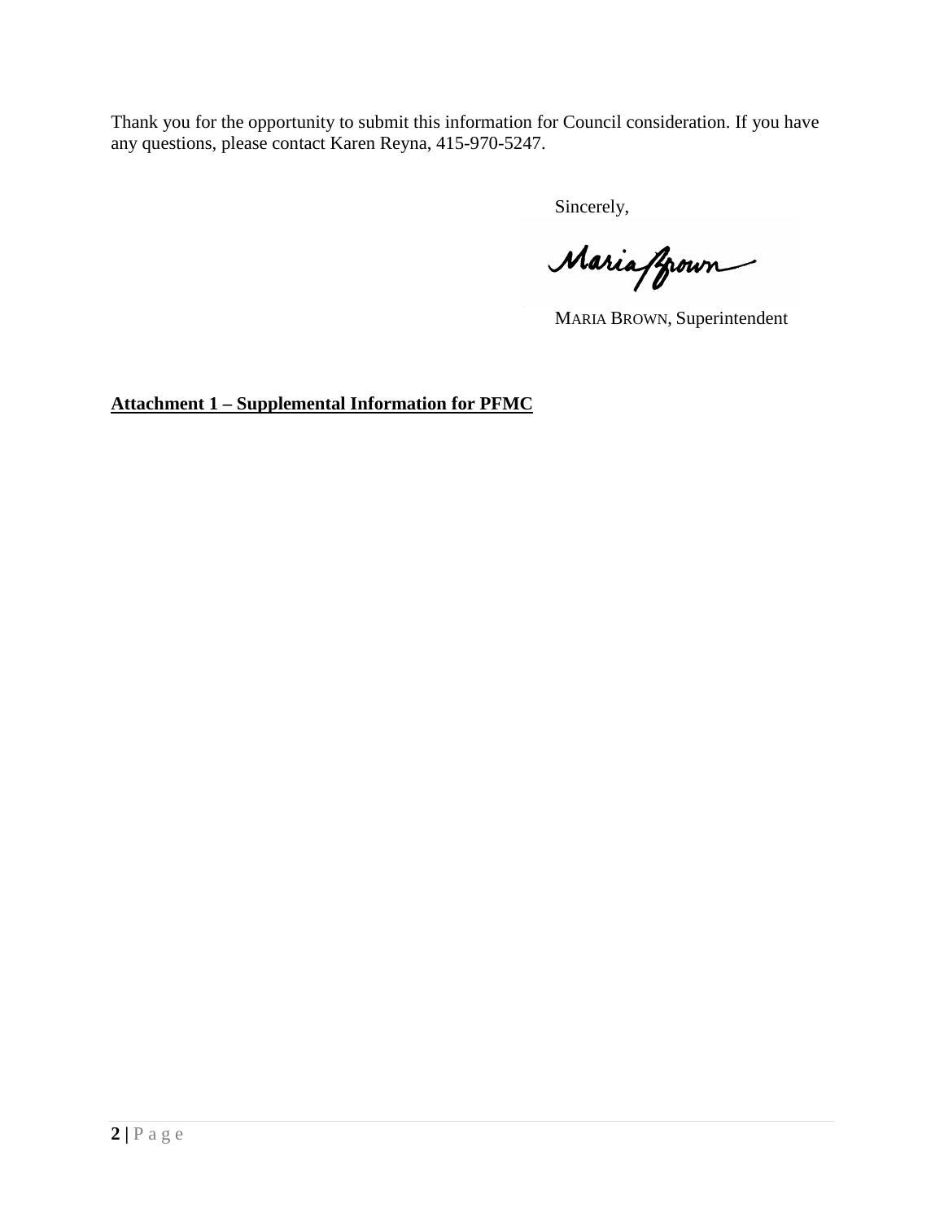Thank you for the opportunity to submit this information for Council consideration. If you have any questions, please contact Karen Reyna, 415-970-5247.

Sincerely,

Maria Brown

MARIA BROWN, Superintendent

**<u>Attachment 1 – Supplemental Information for PFMC</u>**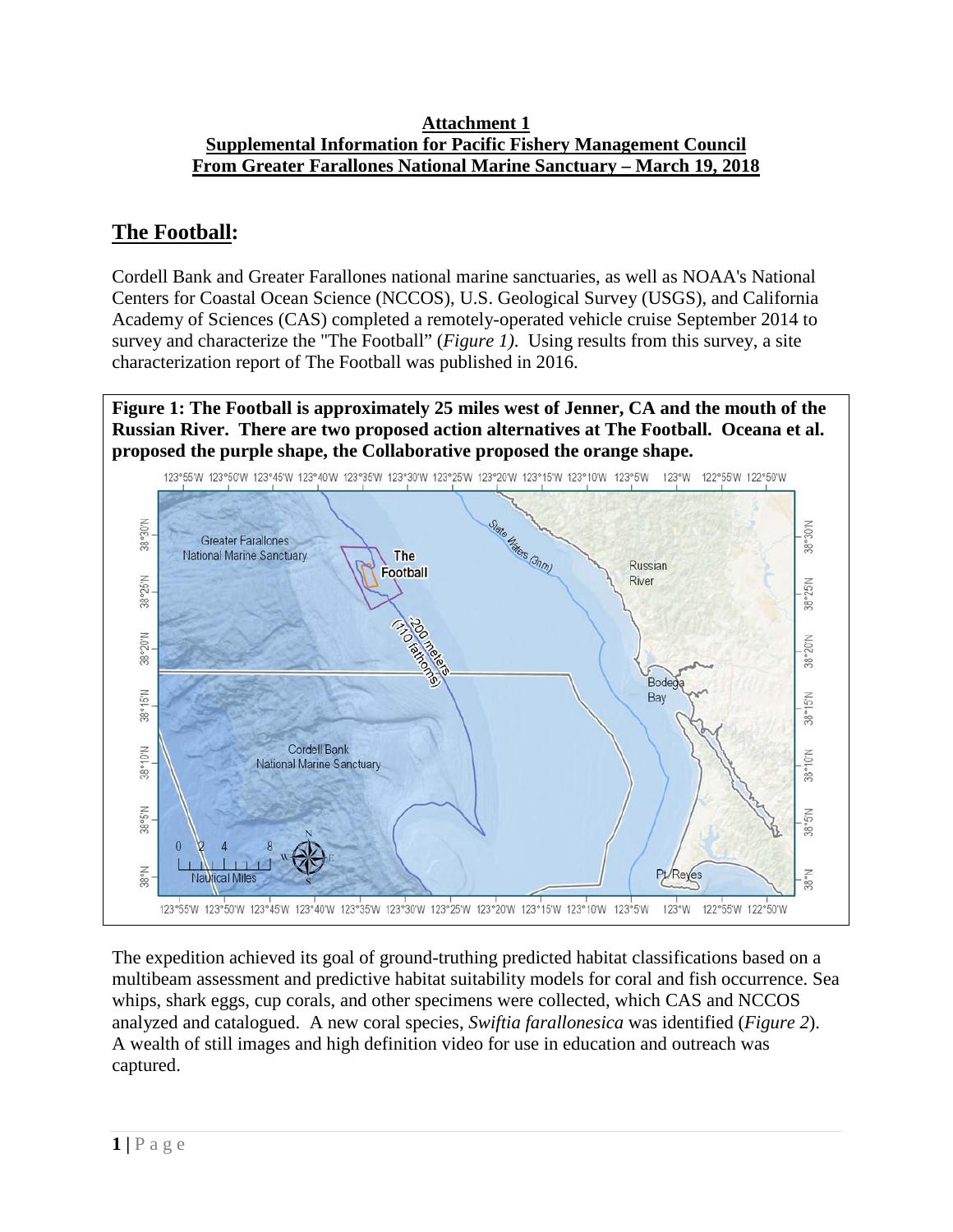**Attachment 1**
**Supplemental Information for Pacific Fishery Management Council**
**From Greater Farallones National Marine Sanctuary – March 19, 2018**

## The Football:

Cordell Bank and Greater Farallones national marine sanctuaries, as well as NOAA's National Centers for Coastal Ocean Science (NCCOS), U.S. Geological Survey (USGS), and California Academy of Sciences (CAS) completed a remotely-operated vehicle cruise September 2014 to survey and characterize the "The Football" (*Figure 1).* Using results from this survey, a site characterization report of The Football was published in 2016.

**Figure 1: The Football is approximately 25 miles west of Jenner, CA and the mouth of the Russian River. There are two proposed action alternatives at The Football. Oceana et al. proposed the purple shape, the Collaborative proposed the orange shape.**

The expedition achieved its goal of ground-truthing predicted habitat classifications based on a multibeam assessment and predictive habitat suitability models for coral and fish occurrence. Sea whips, shark eggs, cup corals, and other specimens were collected, which CAS and NCCOS analyzed and catalogued. A new coral species, *Swiftia farallonesica* was identified (*Figure 2*). A wealth of still images and high definition video for use in education and outreach was captured.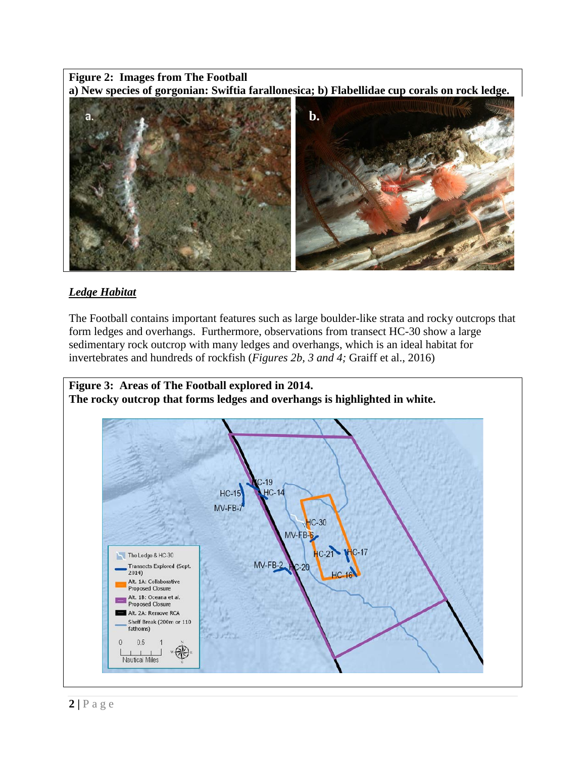**Figure 2: Images from The Football**
**a) New species of gorgonian: Swiftia farallonesica; b) Flabellidae cup corals on rock ledge.**

## *Ledge Habitat*

The Football contains important features such as large boulder-like strata and rocky outcrops that form ledges and overhangs. Furthermore, observations from transect HC-30 show a large sedimentary rock outcrop with many ledges and overhangs, which is an ideal habitat for invertebrates and hundreds of rockfish (*Figures 2b, 3 and 4;* Graiff et al., 2016)

**Figure 3: Areas of The Football explored in 2014.**
**The rocky outcrop that forms ledges and overhangs is highlighted in white.**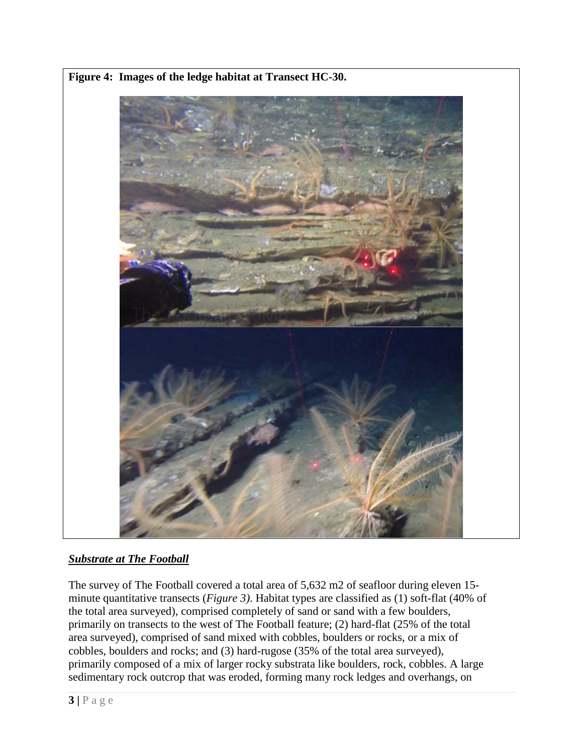**Figure 4: Images of the ledge habitat at Transect HC-30.**

### ***Substrate at The Football***

The survey of The Football covered a total area of 5,632 m2 of seafloor during eleven 15-minute quantitative transects (*Figure 3)*. Habitat types are classified as (1) soft-flat (40% of the total area surveyed), comprised completely of sand or sand with a few boulders, primarily on transects to the west of The Football feature; (2) hard-flat (25% of the total area surveyed), comprised of sand mixed with cobbles, boulders or rocks, or a mix of cobbles, boulders and rocks; and (3) hard-rugose (35% of the total area surveyed), primarily composed of a mix of larger rocky substrata like boulders, rock, cobbles. A large sedimentary rock outcrop that was eroded, forming many rock ledges and overhangs, on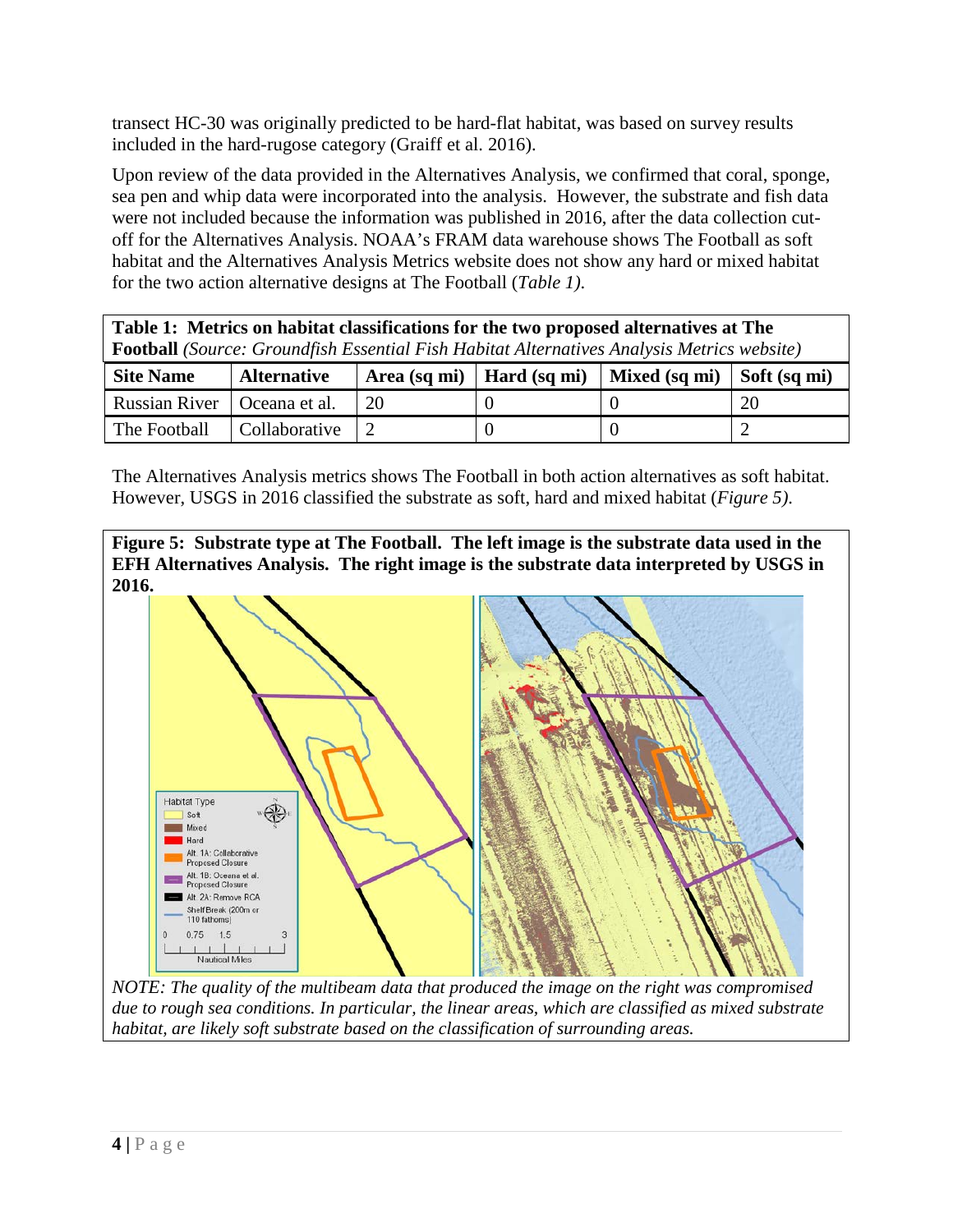transect HC-30 was originally predicted to be hard-flat habitat, was based on survey results included in the hard-rugose category (Graiff et al. 2016).

Upon review of the data provided in the Alternatives Analysis, we confirmed that coral, sponge, sea pen and whip data were incorporated into the analysis. However, the substrate and fish data were not included because the information was published in 2016, after the data collection cut-off for the Alternatives Analysis. NOAA's FRAM data warehouse shows The Football as soft habitat and the Alternatives Analysis Metrics website does not show any hard or mixed habitat for the two action alternative designs at The Football (*Table 1)*.

**Table 1: Metrics on habitat classifications for the two proposed alternatives at The Football** *(Source: Groundfish Essential Fish Habitat Alternatives Analysis Metrics website)*

| Site Name | Alternative | Area (sq mi) | Hard (sq mi) | Mixed (sq mi) | Soft (sq mi) |
|---|---|---|---|---|---|
| Russian River | Oceana et al. | 20 | 0 | 0 | 20 |
| The Football | Collaborative | 2 | 0 | 0 | 2 |

The Alternatives Analysis metrics shows The Football in both action alternatives as soft habitat. However, USGS in 2016 classified the substrate as soft, hard and mixed habitat (*Figure 5)*.

**Figure 5: Substrate type at The Football. The left image is the substrate data used in the EFH Alternatives Analysis. The right image is the substrate data interpreted by USGS in 2016.**

*NOTE: The quality of the multibeam data that produced the image on the right was compromised due to rough sea conditions. In particular, the linear areas, which are classified as mixed substrate habitat, are likely soft substrate based on the classification of surrounding areas.*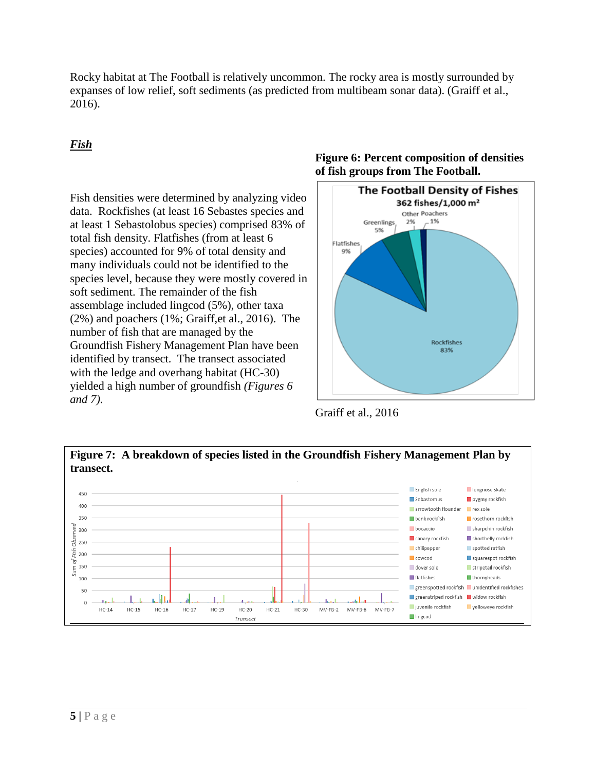Rocky habitat at The Football is relatively uncommon. The rocky area is mostly surrounded by expanses of low relief, soft sediments (as predicted from multibeam sonar data). (Graiff et al., 2016).

## *Fish*

Fish densities were determined by analyzing video data. Rockfishes (at least 16 Sebastes species and at least 1 Sebastolobus species) comprised 83% of total fish density. Flatfishes (from at least 6 species) accounted for 9% of total density and many individuals could not be identified to the species level, because they were mostly covered in soft sediment. The remainder of the fish assemblage included lingcod (5%), other taxa (2%) and poachers (1%; Graiff,et al., 2016). The number of fish that are managed by the Groundfish Fishery Management Plan have been identified by transect. The transect associated with the ledge and overhang habitat (HC-30) yielded a high number of groundfish *(Figures 6 and 7).*

**Figure 6: Percent composition of densities of fish groups from The Football.**

Graiff et al., 2016

**Figure 7: A breakdown of species listed in the Groundfish Fishery Management Plan by transect.**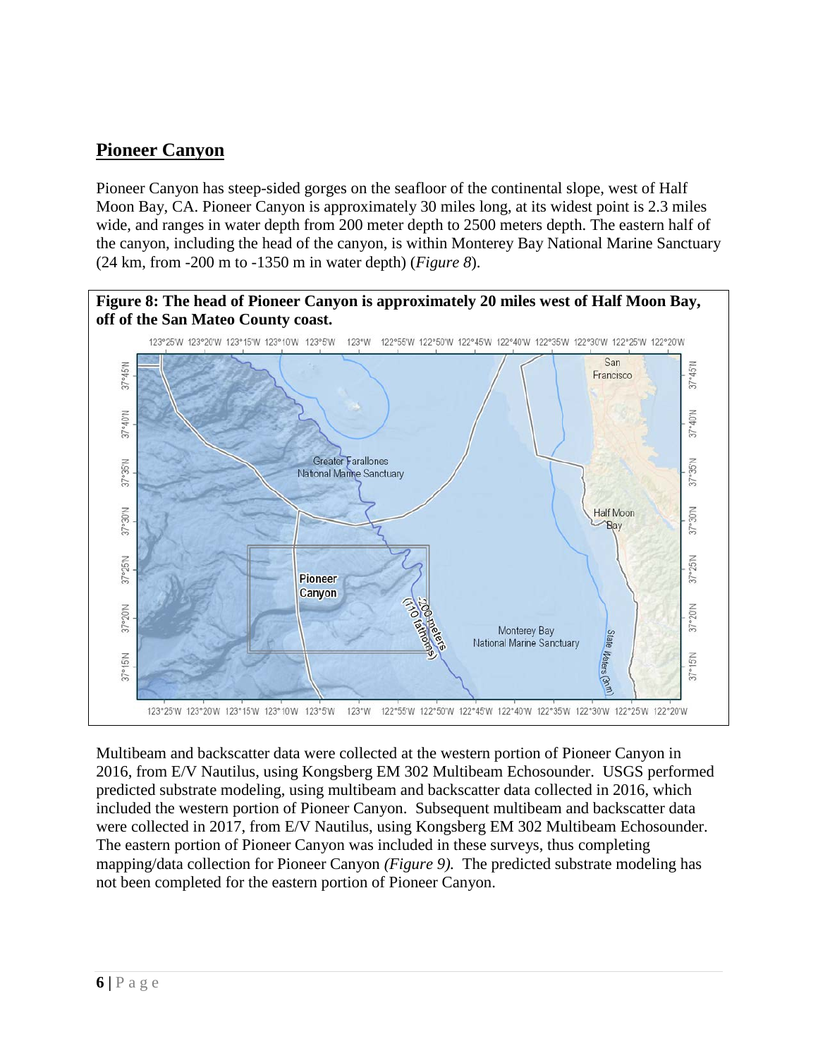## Pioneer Canyon

Pioneer Canyon has steep-sided gorges on the seafloor of the continental slope, west of Half Moon Bay, CA. Pioneer Canyon is approximately 30 miles long, at its widest point is 2.3 miles wide, and ranges in water depth from 200 meter depth to 2500 meters depth. The eastern half of the canyon, including the head of the canyon, is within Monterey Bay National Marine Sanctuary (24 km, from -200 m to -1350 m in water depth) (*Figure 8*).

**Figure 8: The head of Pioneer Canyon is approximately 20 miles west of Half Moon Bay, off of the San Mateo County coast.**

Multibeam and backscatter data were collected at the western portion of Pioneer Canyon in 2016, from E/V Nautilus, using Kongsberg EM 302 Multibeam Echosounder. USGS performed predicted substrate modeling, using multibeam and backscatter data collected in 2016, which included the western portion of Pioneer Canyon. Subsequent multibeam and backscatter data were collected in 2017, from E/V Nautilus, using Kongsberg EM 302 Multibeam Echosounder. The eastern portion of Pioneer Canyon was included in these surveys, thus completing mapping/data collection for Pioneer Canyon *(Figure 9).* The predicted substrate modeling has not been completed for the eastern portion of Pioneer Canyon.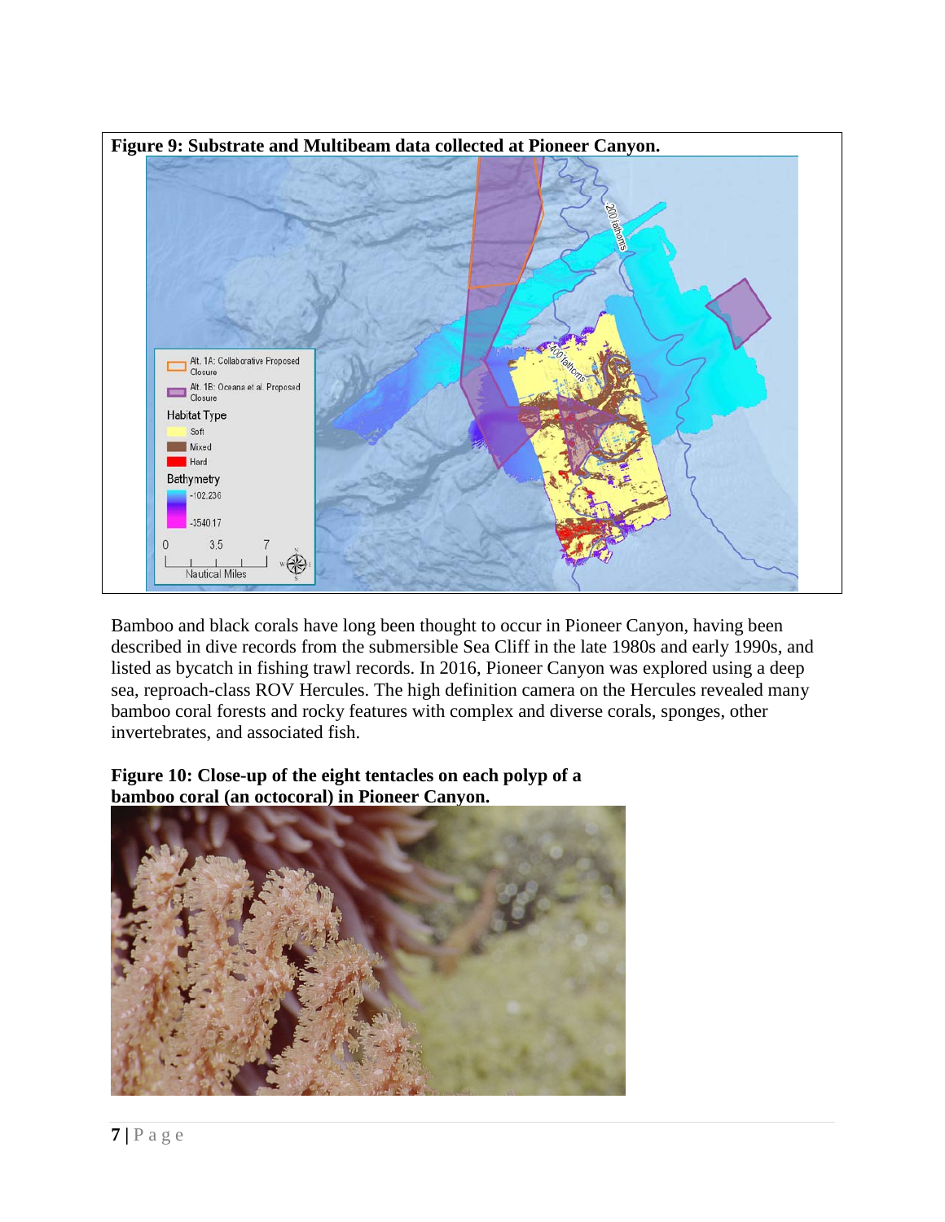**Figure 9: Substrate and Multibeam data collected at Pioneer Canyon.**

Bamboo and black corals have long been thought to occur in Pioneer Canyon, having been described in dive records from the submersible Sea Cliff in the late 1980s and early 1990s, and listed as bycatch in fishing trawl records. In 2016, Pioneer Canyon was explored using a deep sea, reproach-class ROV Hercules. The high definition camera on the Hercules revealed many bamboo coral forests and rocky features with complex and diverse corals, sponges, other invertebrates, and associated fish.

**Figure 10: Close-up of the eight tentacles on each polyp of a bamboo coral (an octocoral) in Pioneer Canyon.**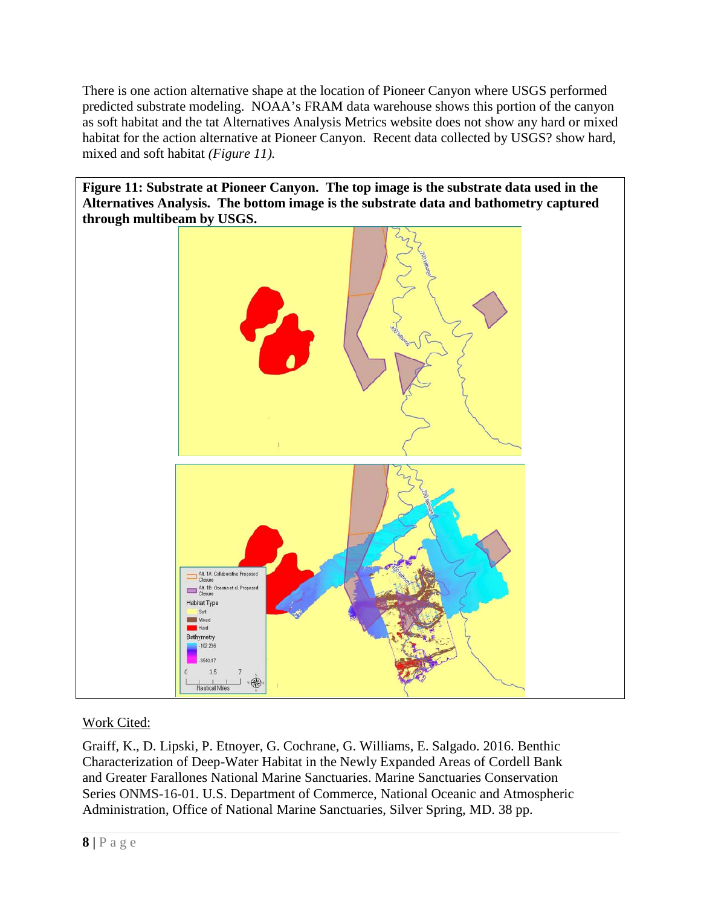There is one action alternative shape at the location of Pioneer Canyon where USGS performed predicted substrate modeling. NOAA's FRAM data warehouse shows this portion of the canyon as soft habitat and the tat Alternatives Analysis Metrics website does not show any hard or mixed habitat for the action alternative at Pioneer Canyon. Recent data collected by USGS? show hard, mixed and soft habitat *(Figure 11).*

**Figure 11: Substrate at Pioneer Canyon. The top image is the substrate data used in the Alternatives Analysis. The bottom image is the substrate data and bathometry captured through multibeam by USGS.**

-200 fathoms
-400 fathoms

-200 fathoms
-400 fathoms

Alt. 1A: Collaborative Proposed Closure
Alt. 1B: Oceana et al. Proposed Closure
Habitat Type
Soft
Mixed
Hard
Bathymetry
-102.236
-3540.17
0 3.5 7
Nautical Miles

<u>Work Cited:</u>

Graiff, K., D. Lipski, P. Etnoyer, G. Cochrane, G. Williams, E. Salgado. 2016. Benthic Characterization of Deep-Water Habitat in the Newly Expanded Areas of Cordell Bank and Greater Farallones National Marine Sanctuaries. Marine Sanctuaries Conservation Series ONMS-16-01. U.S. Department of Commerce, National Oceanic and Atmospheric Administration, Office of National Marine Sanctuaries, Silver Spring, MD. 38 pp.